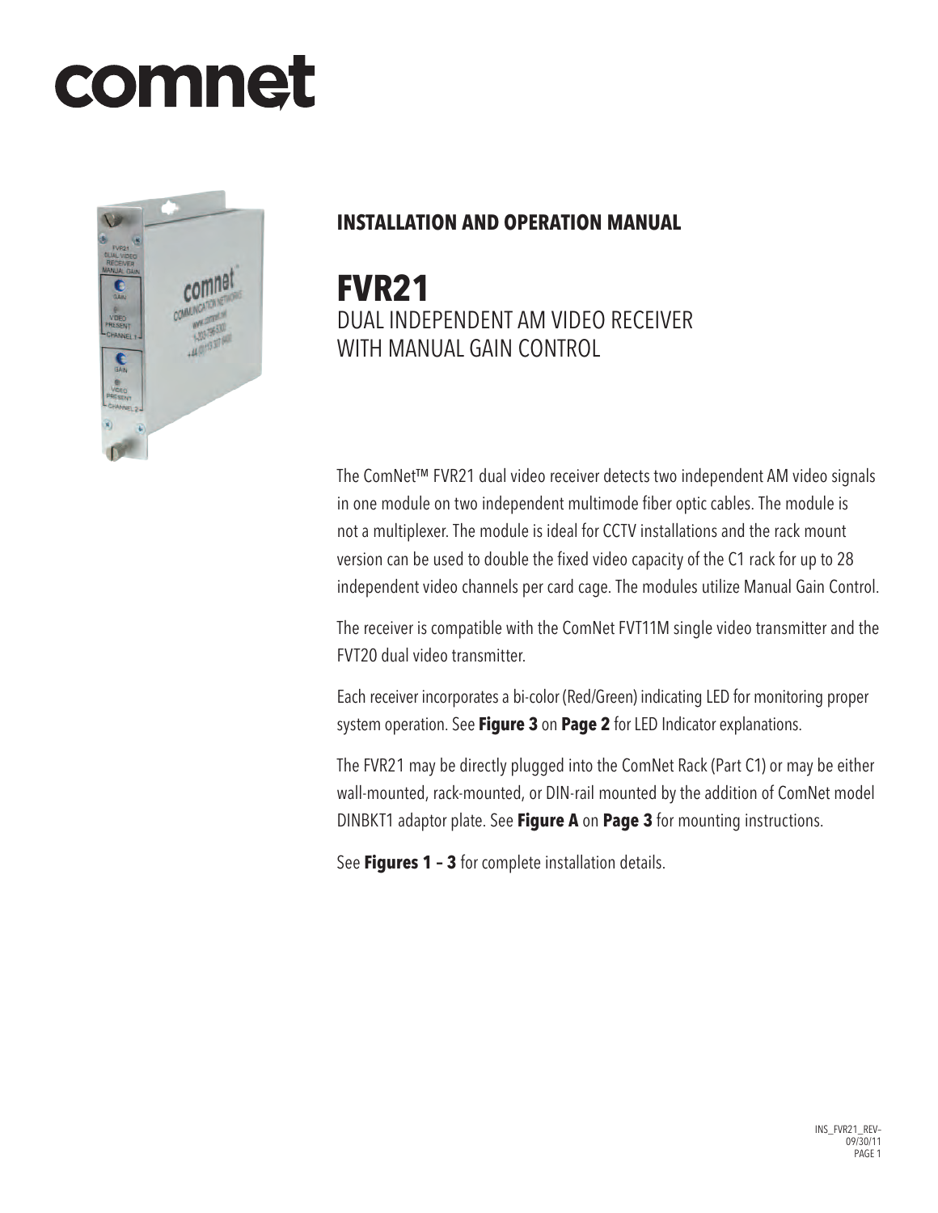# comnet

**INSTALLATION AND OPERATION MANUAL**

# FVR21

## DUAL INDEPENDENT AM VIDEO RECEIVER WITH MANUAL GAIN CONTROL

The ComNet™ FVR21 dual video receiver detects two independent AM video signals in one module on two independent multimode fiber optic cables. The module is not a multiplexer. The module is ideal for CCTV installations and the rack mount version can be used to double the fixed video capacity of the C1 rack for up to 28 independent video channels per card cage. The modules utilize Manual Gain Control.

The receiver is compatible with the ComNet FVT11M single video transmitter and the FVT20 dual video transmitter.

Each receiver incorporates a bi-color (Red/Green) indicating LED for monitoring proper system operation. See **Figure 3** on **Page 2** for LED Indicator explanations.

The FVR21 may be directly plugged into the ComNet Rack (Part C1) or may be either wall-mounted, rack-mounted, or DIN-rail mounted by the addition of ComNet model DINBKT1 adaptor plate. See **Figure A** on **Page 3** for mounting instructions.

See **Figures 1 – 3** for complete installation details.

INS_FVR21_REV–
09/30/11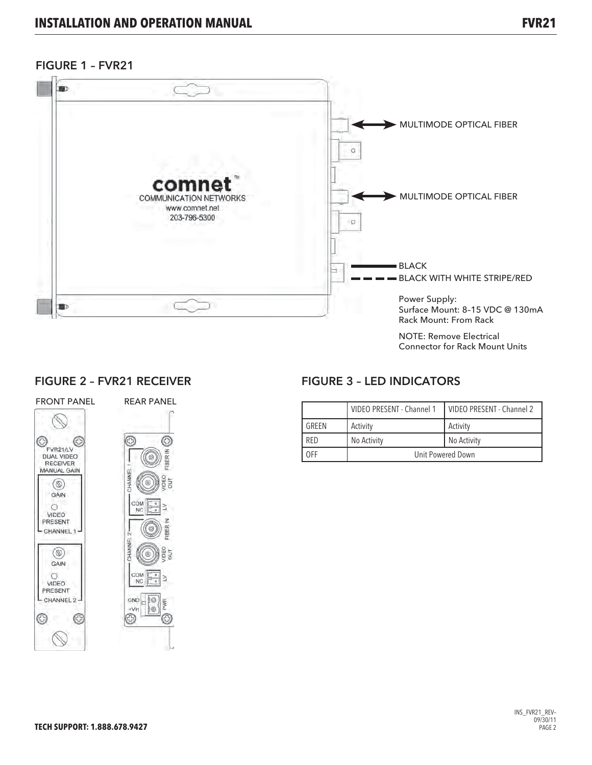## FIGURE 1 – FVR21

MULTIMODE OPTICAL FIBER

MULTIMODE OPTICAL FIBER

BLACK

BLACK WITH WHITE STRIPE/RED

Power Supply:
Surface Mount: 8–15 VDC @ 130mA
Rack Mount: From Rack

NOTE: Remove Electrical Connector for Rack Mount Units

## FIGURE 2 – FVR21 RECEIVER

FRONT PANEL

REAR PANEL

## FIGURE 3 – LED INDICATORS

| | VIDEO PRESENT - Channel 1 | VIDEO PRESENT - Channel 2 |
|---|---|---|
| GREEN | Activity | Activity |
| RED | No Activity | No Activity |
| OFF | Unit Powered Down | |

TECH SUPPORT: 1.888.678.9427

INS_FVR21_REV– 09/30/11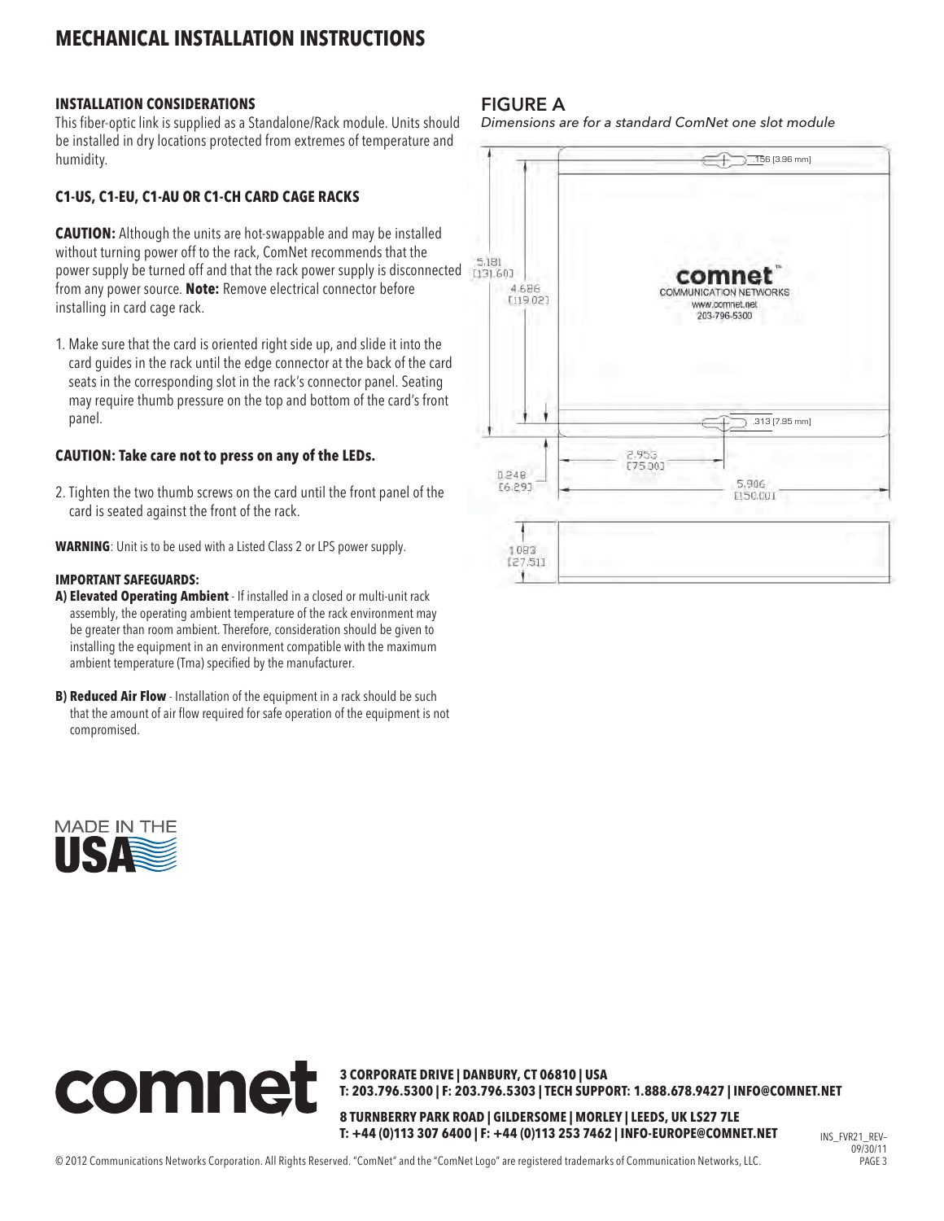# MECHANICAL INSTALLATION INSTRUCTIONS

### INSTALLATION CONSIDERATIONS

This fiber-optic link is supplied as a Standalone/Rack module. Units should be installed in dry locations protected from extremes of temperature and humidity.

### C1-US, C1-EU, C1-AU OR C1-CH CARD CAGE RACKS

**CAUTION:** Although the units are hot-swappable and may be installed without turning power off to the rack, ComNet recommends that the power supply be turned off and that the rack power supply is disconnected from any power source. **Note:** Remove electrical connector before installing in card cage rack.

1. Make sure that the card is oriented right side up, and slide it into the card guides in the rack until the edge connector at the back of the card seats in the corresponding slot in the rack's connector panel. Seating may require thumb pressure on the top and bottom of the card's front panel.

**CAUTION: Take care not to press on any of the LEDs.**

2. Tighten the two thumb screws on the card until the front panel of the card is seated against the front of the rack.

**WARNING**: Unit is to be used with a Listed Class 2 or LPS power supply.

**IMPORTANT SAFEGUARDS:**

**A) Elevated Operating Ambient** - If installed in a closed or multi-unit rack assembly, the operating ambient temperature of the rack environment may be greater than room ambient. Therefore, consideration should be given to installing the equipment in an environment compatible with the maximum ambient temperature (Tma) specified by the manufacturer.

**B) Reduced Air Flow** - Installation of the equipment in a rack should be such that the amount of air flow required for safe operation of the equipment is not compromised.

## FIGURE A

*Dimensions are for a standard ComNet one slot module*

.156 [3.96 mm]
5.181 [131.60]
4.686 [119.02]
comnet™ COMMUNICATION NETWORKS www.comnet.net 203-796-5300
.313 [7.95 mm]
2.953 [75.00]
0.248 [6.29]
5.906 [150.00]
1.083 [27.51]

MADE IN THE USA

**3 CORPORATE DRIVE | DANBURY, CT 06810 | USA**
**T: 203.796.5300 | F: 203.796.5303 | TECH SUPPORT: 1.888.678.9427 | INFO@COMNET.NET**

**8 TURNBERRY PARK ROAD | GILDERSOME | MORLEY | LEEDS, UK LS27 7LE**
**T: +44 (0)113 307 6400 | F: +44 (0)113 253 7462 | INFO-EUROPE@COMNET.NET**

© 2012 Communications Networks Corporation. All Rights Reserved. "ComNet" and the "ComNet Logo" are registered trademarks of Communication Networks, LLC.

INS_FVR21_REV– 09/30/11